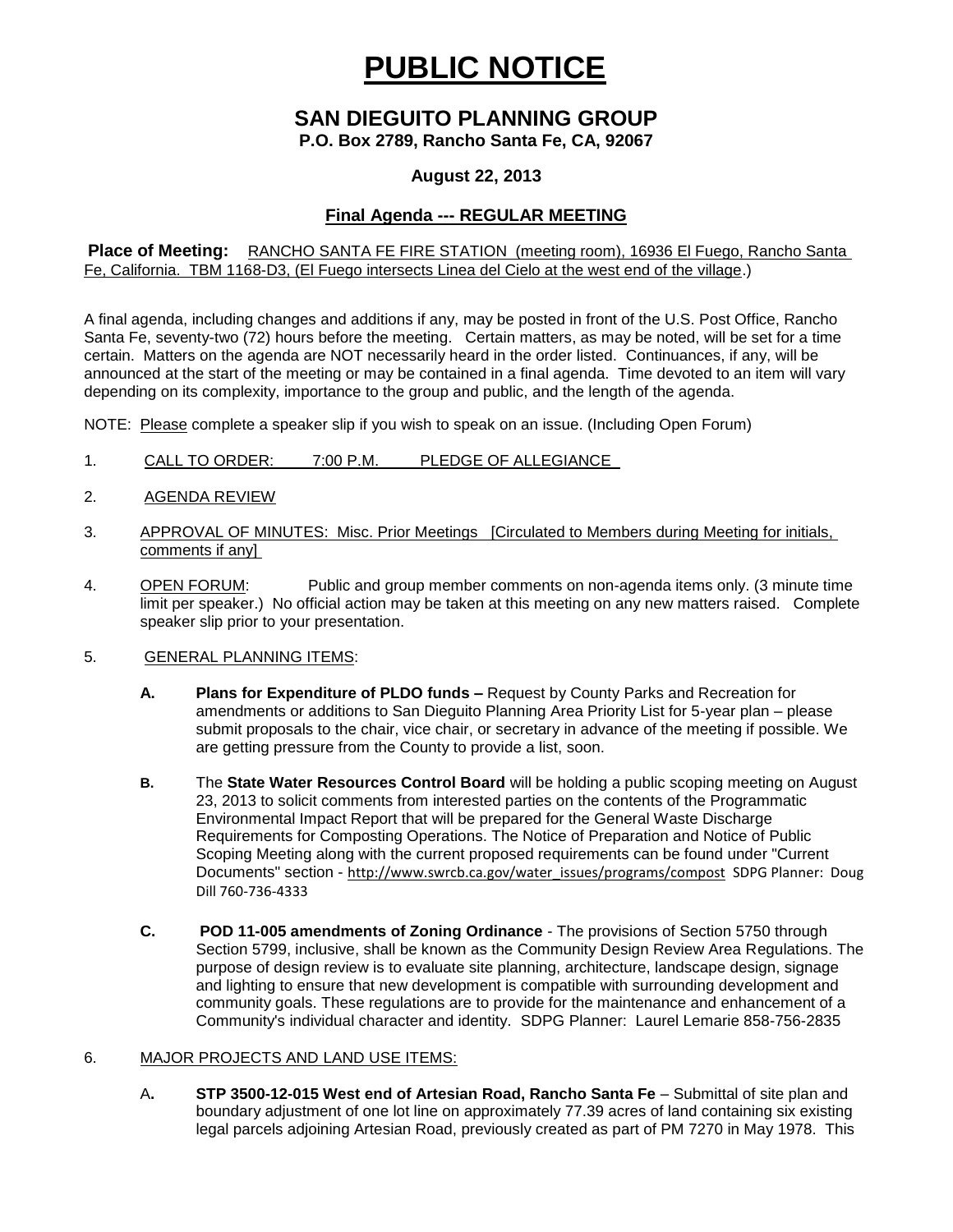// PUBLIC NOTICE

# PUBLIC NOTICE

## SAN DIEGUITO PLANNING GROUP

**P.O. Box 2789, Rancho Santa Fe, CA, 92067**

**August 22, 2013**

**Final Agenda --- REGULAR MEETING**

**Place of Meeting:** RANCHO SANTA FE FIRE STATION (meeting room), 16936 El Fuego, Rancho Santa Fe, California. TBM 1168-D3, (El Fuego intersects Linea del Cielo at the west end of the village.)

A final agenda, including changes and additions if any, may be posted in front of the U.S. Post Office, Rancho Santa Fe, seventy-two (72) hours before the meeting. Certain matters, as may be noted, will be set for a time certain. Matters on the agenda are NOT necessarily heard in the order listed. Continuances, if any, will be announced at the start of the meeting or may be contained in a final agenda. Time devoted to an item will vary depending on its complexity, importance to the group and public, and the length of the agenda.

NOTE: Please complete a speaker slip if you wish to speak on an issue. (Including Open Forum)

1. CALL TO ORDER: 7:00 P.M. PLEDGE OF ALLEGIANCE

2. AGENDA REVIEW

3. APPROVAL OF MINUTES: Misc. Prior Meetings [Circulated to Members during Meeting for initials, comments if any]

4. OPEN FORUM: Public and group member comments on non-agenda items only. (3 minute time limit per speaker.) No official action may be taken at this meeting on any new matters raised. Complete speaker slip prior to your presentation.

5. GENERAL PLANNING ITEMS:

   **A.** **Plans for Expenditure of PLDO funds –** Request by County Parks and Recreation for amendments or additions to San Dieguito Planning Area Priority List for 5-year plan – please submit proposals to the chair, vice chair, or secretary in advance of the meeting if possible. We are getting pressure from the County to provide a list, soon.

   **B.** The **State Water Resources Control Board** will be holding a public scoping meeting on August 23, 2013 to solicit comments from interested parties on the contents of the Programmatic Environmental Impact Report that will be prepared for the General Waste Discharge Requirements for Composting Operations. The Notice of Preparation and Notice of Public Scoping Meeting along with the current proposed requirements can be found under "Current Documents" section - http://www.swrcb.ca.gov/water_issues/programs/compost SDPG Planner: Doug Dill 760-736-4333

   **C.** **POD 11-005 amendments of Zoning Ordinance** - The provisions of Section 5750 through Section 5799, inclusive, shall be known as the Community Design Review Area Regulations. The purpose of design review is to evaluate site planning, architecture, landscape design, signage and lighting to ensure that new development is compatible with surrounding development and community goals. These regulations are to provide for the maintenance and enhancement of a Community's individual character and identity. SDPG Planner: Laurel Lemarie 858-756-2835

6. MAJOR PROJECTS AND LAND USE ITEMS:

   **A.** **STP 3500-12-015 West end of Artesian Road, Rancho Santa Fe** – Submittal of site plan and boundary adjustment of one lot line on approximately 77.39 acres of land containing six existing legal parcels adjoining Artesian Road, previously created as part of PM 7270 in May 1978. This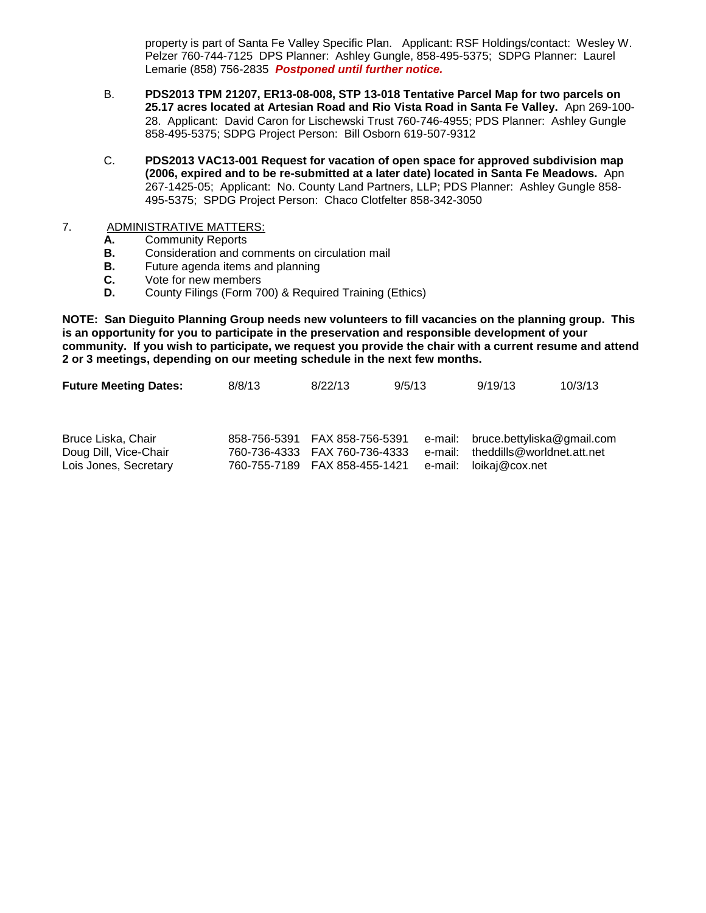property is part of Santa Fe Valley Specific Plan. Applicant: RSF Holdings/contact: Wesley W. Pelzer 760-744-7125 DPS Planner: Ashley Gungle, 858-495-5375; SDPG Planner: Laurel Lemarie (858) 756-2835 ***Postponed until further notice.***

B. **PDS2013 TPM 21207, ER13-08-008, STP 13-018 Tentative Parcel Map for two parcels on 25.17 acres located at Artesian Road and Rio Vista Road in Santa Fe Valley.** Apn 269-100-28. Applicant: David Caron for Lischewski Trust 760-746-4955; PDS Planner: Ashley Gungle 858-495-5375; SDPG Project Person: Bill Osborn 619-507-9312

C. **PDS2013 VAC13-001 Request for vacation of open space for approved subdivision map (2006, expired and to be re-submitted at a later date) located in Santa Fe Meadows.** Apn 267-1425-05; Applicant: No. County Land Partners, LLP; PDS Planner: Ashley Gungle 858-495-5375; SPDG Project Person: Chaco Clotfelter 858-342-3050

7. ADMINISTRATIVE MATTERS:
   **A.** Community Reports
   **B.** Consideration and comments on circulation mail
   **B.** Future agenda items and planning
   **C.** Vote for new members
   **D.** County Filings (Form 700) & Required Training (Ethics)

**NOTE: San Dieguito Planning Group needs new volunteers to fill vacancies on the planning group. This is an opportunity for you to participate in the preservation and responsible development of your community. If you wish to participate, we request you provide the chair with a current resume and attend 2 or 3 meetings, depending on our meeting schedule in the next few months.**

**Future Meeting Dates:** 8/8/13 8/22/13 9/5/13 9/19/13 10/3/13

| | | | |
|---|---|---|---|
| Bruce Liska, Chair | 858-756-5391 | FAX 858-756-5391 | e-mail: bruce.bettyliska@gmail.com |
| Doug Dill, Vice-Chair | 760-736-4333 | FAX 760-736-4333 | e-mail: theddills@worldnet.att.net |
| Lois Jones, Secretary | 760-755-7189 | FAX 858-455-1421 | e-mail: loikaj@cox.net |